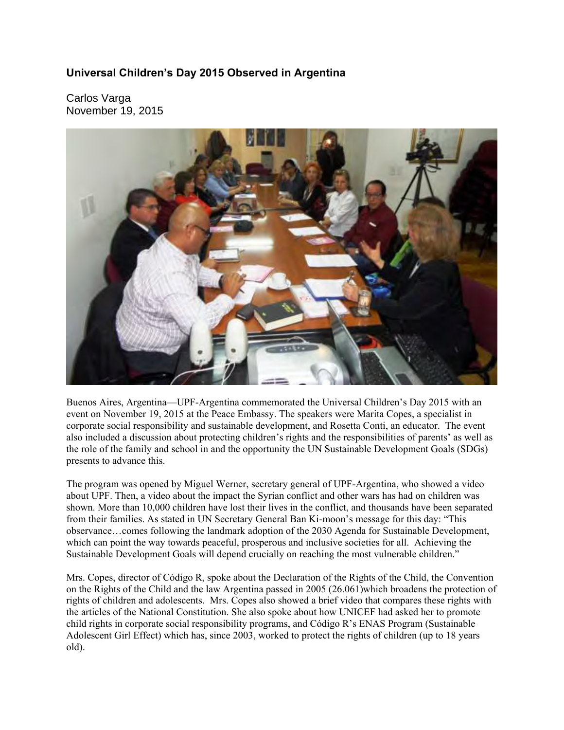### Universal Children's Day 2015 Observed in Argentina

Carlos Varga
November 19, 2015

Buenos Aires, Argentina—UPF-Argentina commemorated the Universal Children's Day 2015 with an event on November 19, 2015 at the Peace Embassy. The speakers were Marita Copes, a specialist in corporate social responsibility and sustainable development, and Rosetta Conti, an educator. The event also included a discussion about protecting children's rights and the responsibilities of parents' as well as the role of the family and school in and the opportunity the UN Sustainable Development Goals (SDGs) presents to advance this.

The program was opened by Miguel Werner, secretary general of UPF-Argentina, who showed a video about UPF. Then, a video about the impact the Syrian conflict and other wars has had on children was shown. More than 10,000 children have lost their lives in the conflict, and thousands have been separated from their families. As stated in UN Secretary General Ban Ki-moon's message for this day: "This observance…comes following the landmark adoption of the 2030 Agenda for Sustainable Development, which can point the way towards peaceful, prosperous and inclusive societies for all. Achieving the Sustainable Development Goals will depend crucially on reaching the most vulnerable children."

Mrs. Copes, director of Código R, spoke about the Declaration of the Rights of the Child, the Convention on the Rights of the Child and the law Argentina passed in 2005 (26.061)which broadens the protection of rights of children and adolescents. Mrs. Copes also showed a brief video that compares these rights with the articles of the National Constitution. She also spoke about how UNICEF had asked her to promote child rights in corporate social responsibility programs, and Código R's ENAS Program (Sustainable Adolescent Girl Effect) which has, since 2003, worked to protect the rights of children (up to 18 years old).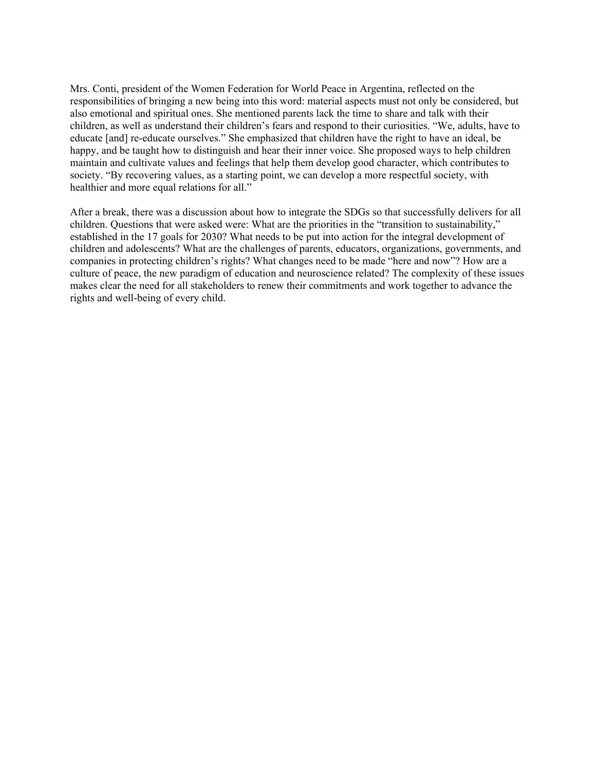Mrs. Conti, president of the Women Federation for World Peace in Argentina, reflected on the responsibilities of bringing a new being into this word: material aspects must not only be considered, but also emotional and spiritual ones. She mentioned parents lack the time to share and talk with their children, as well as understand their children's fears and respond to their curiosities. "We, adults, have to educate [and] re-educate ourselves." She emphasized that children have the right to have an ideal, be happy, and be taught how to distinguish and hear their inner voice. She proposed ways to help children maintain and cultivate values and feelings that help them develop good character, which contributes to society. "By recovering values, as a starting point, we can develop a more respectful society, with healthier and more equal relations for all."

After a break, there was a discussion about how to integrate the SDGs so that successfully delivers for all children. Questions that were asked were: What are the priorities in the "transition to sustainability," established in the 17 goals for 2030? What needs to be put into action for the integral development of children and adolescents? What are the challenges of parents, educators, organizations, governments, and companies in protecting children's rights? What changes need to be made "here and now"? How are a culture of peace, the new paradigm of education and neuroscience related? The complexity of these issues makes clear the need for all stakeholders to renew their commitments and work together to advance the rights and well-being of every child.